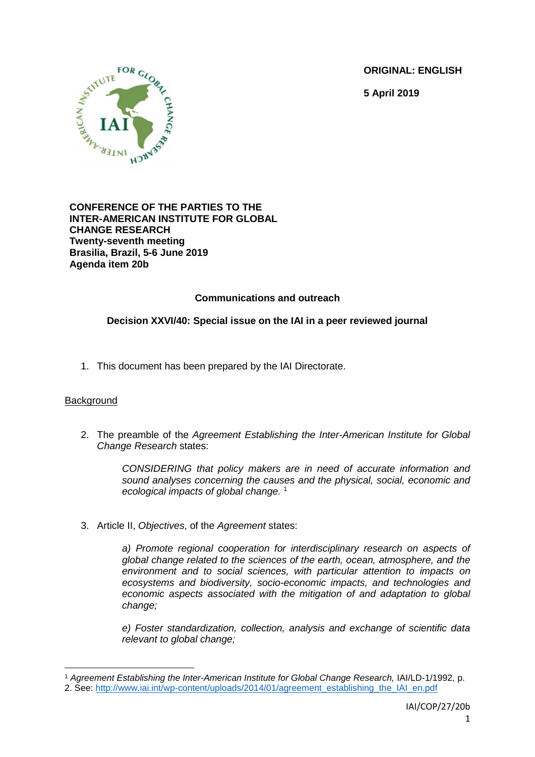**ORIGINAL: ENGLISH**

**5 April 2019**

**CONFERENCE OF THE PARTIES TO THE INTER-AMERICAN INSTITUTE FOR GLOBAL CHANGE RESEARCH**
**Twenty-seventh meeting**
**Brasilia, Brazil, 5-6 June 2019**
**Agenda item 20b**

**Communications and outreach**

**Decision XXVI/40: Special issue on the IAI in a peer reviewed journal**

1. This document has been prepared by the IAI Directorate.

Background

2. The preamble of the *Agreement Establishing the Inter-American Institute for Global Change Research* states:

   > *CONSIDERING that policy makers are in need of accurate information and sound analyses concerning the causes and the physical, social, economic and ecological impacts of global change.* [1]

3. Article II, *Objectives*, of the *Agreement* states:

   > *a) Promote regional cooperation for interdisciplinary research on aspects of global change related to the sciences of the earth, ocean, atmosphere, and the environment and to social sciences, with particular attention to impacts on ecosystems and biodiversity, socio-economic impacts, and technologies and economic aspects associated with the mitigation of and adaptation to global change;*
   >
   > *e) Foster standardization, collection, analysis and exchange of scientific data relevant to global change;*

---

[1] *Agreement Establishing the Inter-American Institute for Global Change Research,* IAI/LD-1/1992, p. 2. See: http://www.iai.int/wp-content/uploads/2014/01/agreement_establishing_the_IAI_en.pdf

IAI/COP/27/20b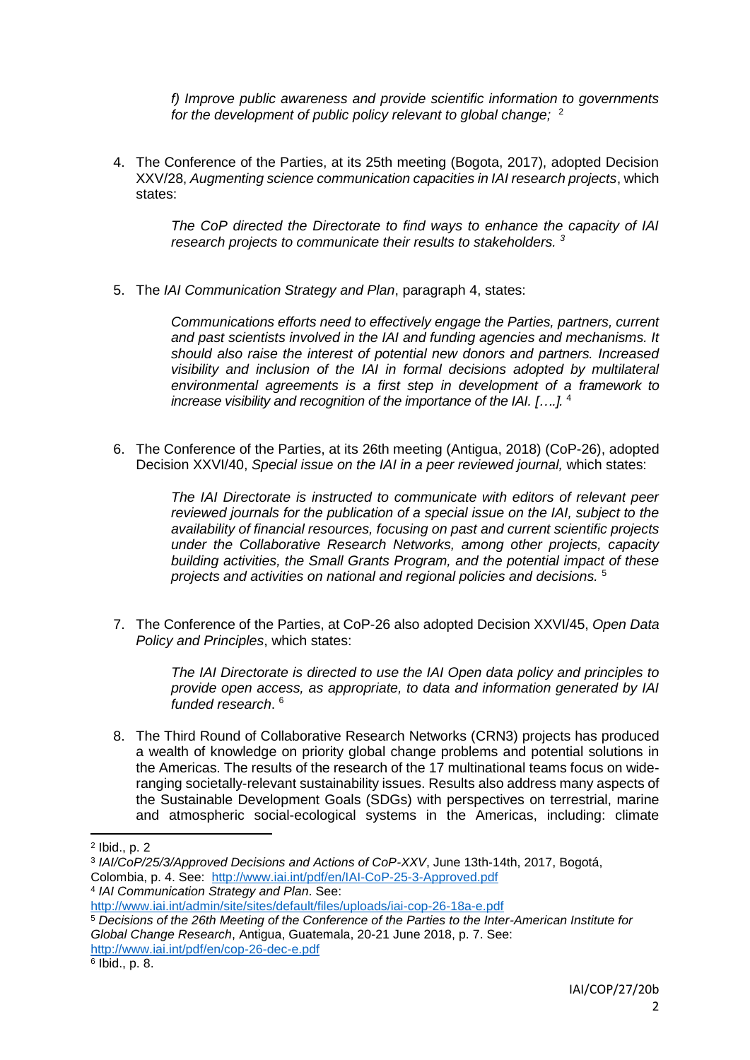> *f) Improve public awareness and provide scientific information to governments for the development of public policy relevant to global change;* [2]

4. The Conference of the Parties, at its 25th meeting (Bogota, 2017), adopted Decision XXV/28, *Augmenting science communication capacities in IAI research projects*, which states:

   > *The CoP directed the Directorate to find ways to enhance the capacity of IAI research projects to communicate their results to stakeholders.* [3]

5. The *IAI Communication Strategy and Plan*, paragraph 4, states:

   > *Communications efforts need to effectively engage the Parties, partners, current and past scientists involved in the IAI and funding agencies and mechanisms. It should also raise the interest of potential new donors and partners. Increased visibility and inclusion of the IAI in formal decisions adopted by multilateral environmental agreements is a first step in development of a framework to increase visibility and recognition of the importance of the IAI. [….].* [4]

6. The Conference of the Parties, at its 26th meeting (Antigua, 2018) (CoP-26), adopted Decision XXVI/40, *Special issue on the IAI in a peer reviewed journal,* which states:

   > *The IAI Directorate is instructed to communicate with editors of relevant peer reviewed journals for the publication of a special issue on the IAI, subject to the availability of financial resources, focusing on past and current scientific projects under the Collaborative Research Networks, among other projects, capacity building activities, the Small Grants Program, and the potential impact of these projects and activities on national and regional policies and decisions.* [5]

7. The Conference of the Parties, at CoP-26 also adopted Decision XXVI/45, *Open Data Policy and Principles*, which states:

   > *The IAI Directorate is directed to use the IAI Open data policy and principles to provide open access, as appropriate, to data and information generated by IAI funded research*. [6]

8. The Third Round of Collaborative Research Networks (CRN3) projects has produced a wealth of knowledge on priority global change problems and potential solutions in the Americas. The results of the research of the 17 multinational teams focus on wide-ranging societally-relevant sustainability issues. Results also address many aspects of the Sustainable Development Goals (SDGs) with perspectives on terrestrial, marine and atmospheric social-ecological systems in the Americas, including: climate

---

[2] Ibid., p. 2

[3] *IAI/CoP/25/3/Approved Decisions and Actions of CoP-XXV*, June 13th-14th, 2017, Bogotá, Colombia, p. 4. See: http://www.iai.int/pdf/en/IAI-CoP-25-3-Approved.pdf

[4] *IAI Communication Strategy and Plan.* See: http://www.iai.int/admin/site/sites/default/files/uploads/iai-cop-26-18a-e.pdf

[5] *Decisions of the 26th Meeting of the Conference of the Parties to the Inter-American Institute for Global Change Research*, Antigua, Guatemala, 20-21 June 2018, p. 7. See: http://www.iai.int/pdf/en/cop-26-dec-e.pdf

[6] Ibid., p. 8.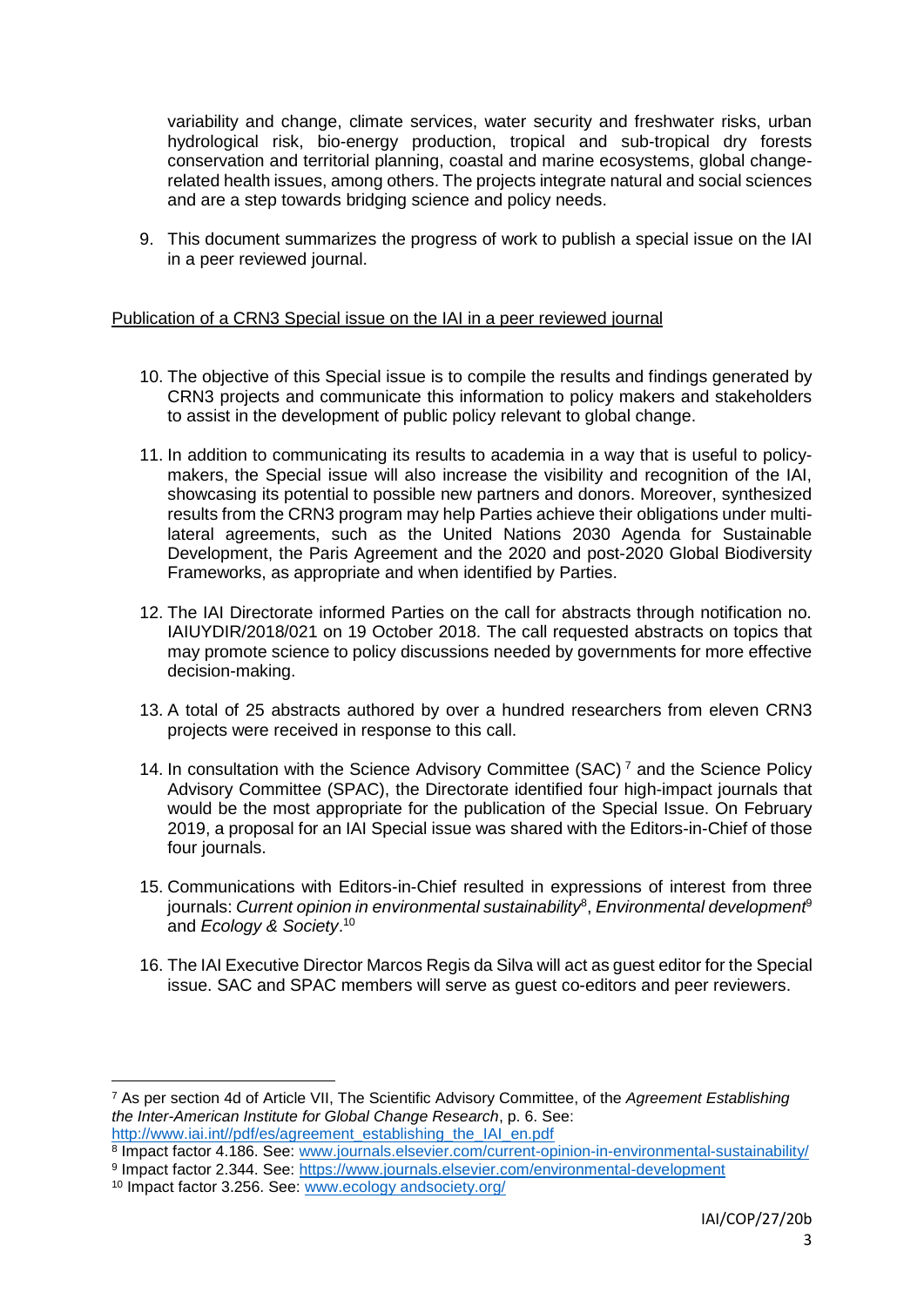variability and change, climate services, water security and freshwater risks, urban hydrological risk, bio-energy production, tropical and sub-tropical dry forests conservation and territorial planning, coastal and marine ecosystems, global change-related health issues, among others. The projects integrate natural and social sciences and are a step towards bridging science and policy needs.

9. This document summarizes the progress of work to publish a special issue on the IAI in a peer reviewed journal.

<u>Publication of a CRN3 Special issue on the IAI in a peer reviewed journal</u>

10. The objective of this Special issue is to compile the results and findings generated by CRN3 projects and communicate this information to policy makers and stakeholders to assist in the development of public policy relevant to global change.

11. In addition to communicating its results to academia in a way that is useful to policy-makers, the Special issue will also increase the visibility and recognition of the IAI, showcasing its potential to possible new partners and donors. Moreover, synthesized results from the CRN3 program may help Parties achieve their obligations under multi-lateral agreements, such as the United Nations 2030 Agenda for Sustainable Development, the Paris Agreement and the 2020 and post-2020 Global Biodiversity Frameworks, as appropriate and when identified by Parties.

12. The IAI Directorate informed Parties on the call for abstracts through notification no. IAIUYDIR/2018/021 on 19 October 2018. The call requested abstracts on topics that may promote science to policy discussions needed by governments for more effective decision-making.

13. A total of 25 abstracts authored by over a hundred researchers from eleven CRN3 projects were received in response to this call.

14. In consultation with the Science Advisory Committee (SAC)[7] and the Science Policy Advisory Committee (SPAC), the Directorate identified four high-impact journals that would be the most appropriate for the publication of the Special Issue. On February 2019, a proposal for an IAI Special issue was shared with the Editors-in-Chief of those four journals.

15. Communications with Editors-in-Chief resulted in expressions of interest from three journals: *Current opinion in environmental sustainability*[8], *Environmental development*[9] and *Ecology & Society*.[10]

16. The IAI Executive Director Marcos Regis da Silva will act as guest editor for the Special issue. SAC and SPAC members will serve as guest co-editors and peer reviewers.

---

[7] As per section 4d of Article VII, The Scientific Advisory Committee, of the *Agreement Establishing the Inter-American Institute for Global Change Research*, p. 6. See: http://www.iai.int//pdf/es/agreement_establishing_the_IAI_en.pdf

[8] Impact factor 4.186. See: www.journals.elsevier.com/current-opinion-in-environmental-sustainability/

[9] Impact factor 2.344. See: https://www.journals.elsevier.com/environmental-development

[10] Impact factor 3.256. See: www.ecology andsociety.org/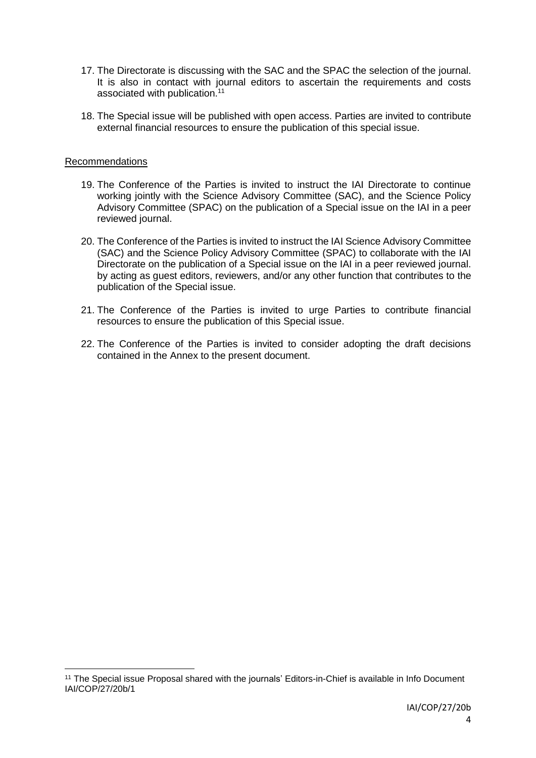17. The Directorate is discussing with the SAC and the SPAC the selection of the journal. It is also in contact with journal editors to ascertain the requirements and costs associated with publication.[11]

18. The Special issue will be published with open access. Parties are invited to contribute external financial resources to ensure the publication of this special issue.

Recommendations

19. The Conference of the Parties is invited to instruct the IAI Directorate to continue working jointly with the Science Advisory Committee (SAC), and the Science Policy Advisory Committee (SPAC) on the publication of a Special issue on the IAI in a peer reviewed journal.

20. The Conference of the Parties is invited to instruct the IAI Science Advisory Committee (SAC) and the Science Policy Advisory Committee (SPAC) to collaborate with the IAI Directorate on the publication of a Special issue on the IAI in a peer reviewed journal. by acting as guest editors, reviewers, and/or any other function that contributes to the publication of the Special issue.

21. The Conference of the Parties is invited to urge Parties to contribute financial resources to ensure the publication of this Special issue.

22. The Conference of the Parties is invited to consider adopting the draft decisions contained in the Annex to the present document.

[11] The Special issue Proposal shared with the journals' Editors-in-Chief is available in Info Document IAI/COP/27/20b/1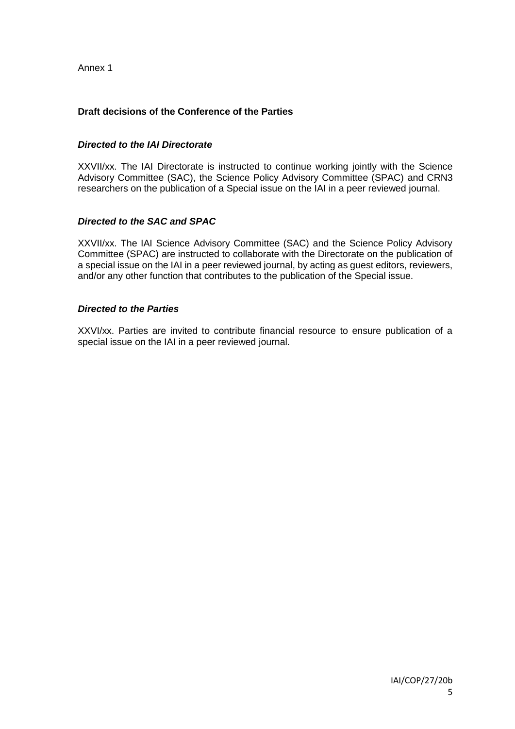Annex 1

## Draft decisions of the Conference of the Parties

### *Directed to the IAI Directorate*

XXVII/xx. The IAI Directorate is instructed to continue working jointly with the Science Advisory Committee (SAC), the Science Policy Advisory Committee (SPAC) and CRN3 researchers on the publication of a Special issue on the IAI in a peer reviewed journal.

### *Directed to the SAC and SPAC*

XXVII/xx. The IAI Science Advisory Committee (SAC) and the Science Policy Advisory Committee (SPAC) are instructed to collaborate with the Directorate on the publication of a special issue on the IAI in a peer reviewed journal, by acting as guest editors, reviewers, and/or any other function that contributes to the publication of the Special issue.

### *Directed to the Parties*

XXVI/xx. Parties are invited to contribute financial resource to ensure publication of a special issue on the IAI in a peer reviewed journal.